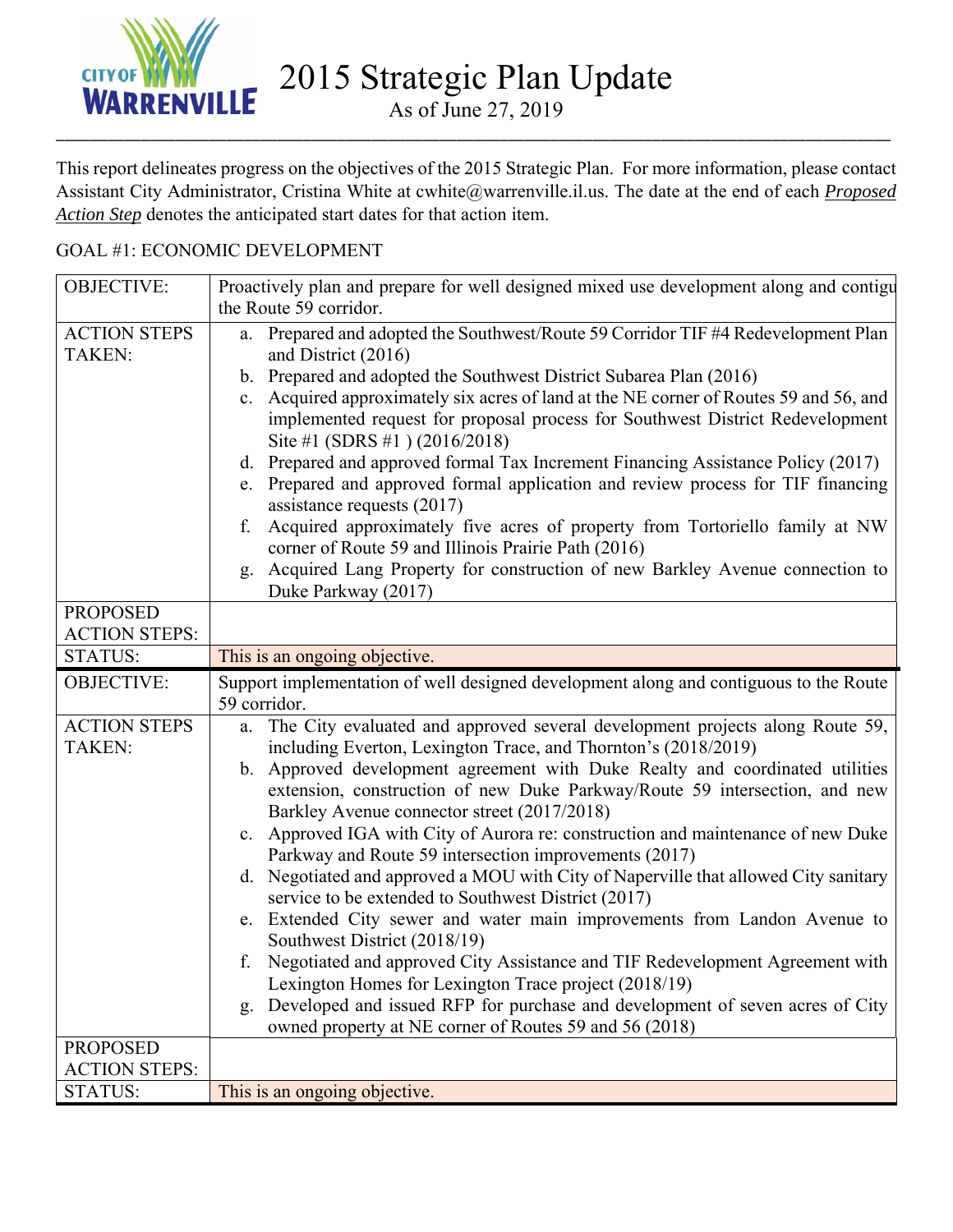# 2015 Strategic Plan Update

As of June 27, 2019

This report delineates progress on the objectives of the 2015 Strategic Plan. For more information, please contact Assistant City Administrator, Cristina White at cwhite@warrenville.il.us. The date at the end of each ***Proposed Action Step*** denotes the anticipated start dates for that action item.

## GOAL #1: ECONOMIC DEVELOPMENT

| | |
|---|---|
| OBJECTIVE: | Proactively plan and prepare for well designed mixed use development along and contigu the Route 59 corridor. |
| ACTION STEPS TAKEN: | a. Prepared and adopted the Southwest/Route 59 Corridor TIF #4 Redevelopment Plan and District (2016)<br>b. Prepared and adopted the Southwest District Subarea Plan (2016)<br>c. Acquired approximately six acres of land at the NE corner of Routes 59 and 56, and implemented request for proposal process for Southwest District Redevelopment Site #1 (SDRS #1 ) (2016/2018)<br>d. Prepared and approved formal Tax Increment Financing Assistance Policy (2017)<br>e. Prepared and approved formal application and review process for TIF financing assistance requests (2017)<br>f. Acquired approximately five acres of property from Tortoriello family at NW corner of Route 59 and Illinois Prairie Path (2016)<br>g. Acquired Lang Property for construction of new Barkley Avenue connection to Duke Parkway (2017) |
| PROPOSED ACTION STEPS: | |
| STATUS: | This is an ongoing objective. |

| | |
|---|---|
| OBJECTIVE: | Support implementation of well designed development along and contiguous to the Route 59 corridor. |
| ACTION STEPS TAKEN: | a. The City evaluated and approved several development projects along Route 59, including Everton, Lexington Trace, and Thornton's (2018/2019)<br>b. Approved development agreement with Duke Realty and coordinated utilities extension, construction of new Duke Parkway/Route 59 intersection, and new Barkley Avenue connector street (2017/2018)<br>c. Approved IGA with City of Aurora re: construction and maintenance of new Duke Parkway and Route 59 intersection improvements (2017)<br>d. Negotiated and approved a MOU with City of Naperville that allowed City sanitary service to be extended to Southwest District (2017)<br>e. Extended City sewer and water main improvements from Landon Avenue to Southwest District (2018/19)<br>f. Negotiated and approved City Assistance and TIF Redevelopment Agreement with Lexington Homes for Lexington Trace project (2018/19)<br>g. Developed and issued RFP for purchase and development of seven acres of City owned property at NE corner of Routes 59 and 56 (2018) |
| PROPOSED ACTION STEPS: | |
| STATUS: | This is an ongoing objective. |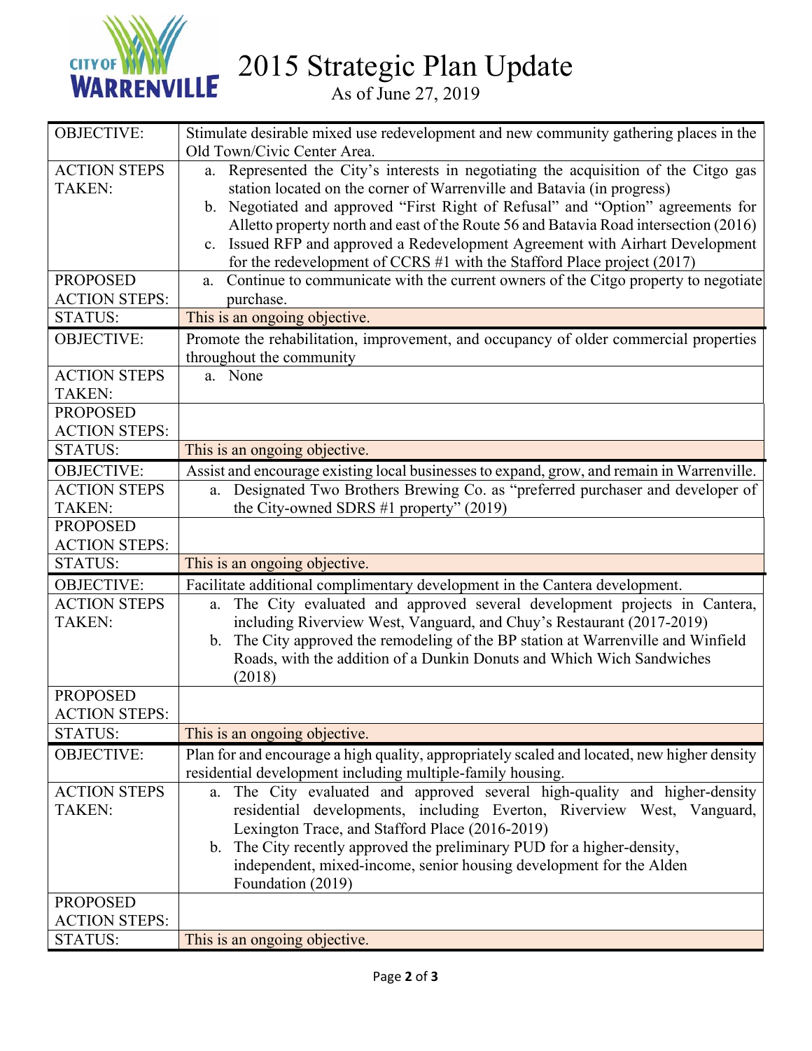# 2015 Strategic Plan Update

As of June 27, 2019

| | |
|---|---|
| OBJECTIVE: | Stimulate desirable mixed use redevelopment and new community gathering places in the Old Town/Civic Center Area. |
| ACTION STEPS TAKEN: | a. Represented the City's interests in negotiating the acquisition of the Citgo gas station located on the corner of Warrenville and Batavia (in progress)<br>b. Negotiated and approved "First Right of Refusal" and "Option" agreements for Alletto property north and east of the Route 56 and Batavia Road intersection (2016)<br>c. Issued RFP and approved a Redevelopment Agreement with Airhart Development for the redevelopment of CCRS #1 with the Stafford Place project (2017) |
| PROPOSED ACTION STEPS: | a. Continue to communicate with the current owners of the Citgo property to negotiate purchase. |
| STATUS: | This is an ongoing objective. |
| OBJECTIVE: | Promote the rehabilitation, improvement, and occupancy of older commercial properties throughout the community |
| ACTION STEPS TAKEN: | a. None |
| PROPOSED ACTION STEPS: | |
| STATUS: | This is an ongoing objective. |
| OBJECTIVE: | Assist and encourage existing local businesses to expand, grow, and remain in Warrenville. |
| ACTION STEPS TAKEN: | a. Designated Two Brothers Brewing Co. as "preferred purchaser and developer of the City-owned SDRS #1 property" (2019) |
| PROPOSED ACTION STEPS: | |
| STATUS: | This is an ongoing objective. |
| OBJECTIVE: | Facilitate additional complimentary development in the Cantera development. |
| ACTION STEPS TAKEN: | a. The City evaluated and approved several development projects in Cantera, including Riverview West, Vanguard, and Chuy's Restaurant (2017-2019)<br>b. The City approved the remodeling of the BP station at Warrenville and Winfield Roads, with the addition of a Dunkin Donuts and Which Wich Sandwiches (2018) |
| PROPOSED ACTION STEPS: | |
| STATUS: | This is an ongoing objective. |
| OBJECTIVE: | Plan for and encourage a high quality, appropriately scaled and located, new higher density residential development including multiple-family housing. |
| ACTION STEPS TAKEN: | a. The City evaluated and approved several high-quality and higher-density residential developments, including Everton, Riverview West, Vanguard, Lexington Trace, and Stafford Place (2016-2019)<br>b. The City recently approved the preliminary PUD for a higher-density, independent, mixed-income, senior housing development for the Alden Foundation (2019) |
| PROPOSED ACTION STEPS: | |
| STATUS: | This is an ongoing objective. |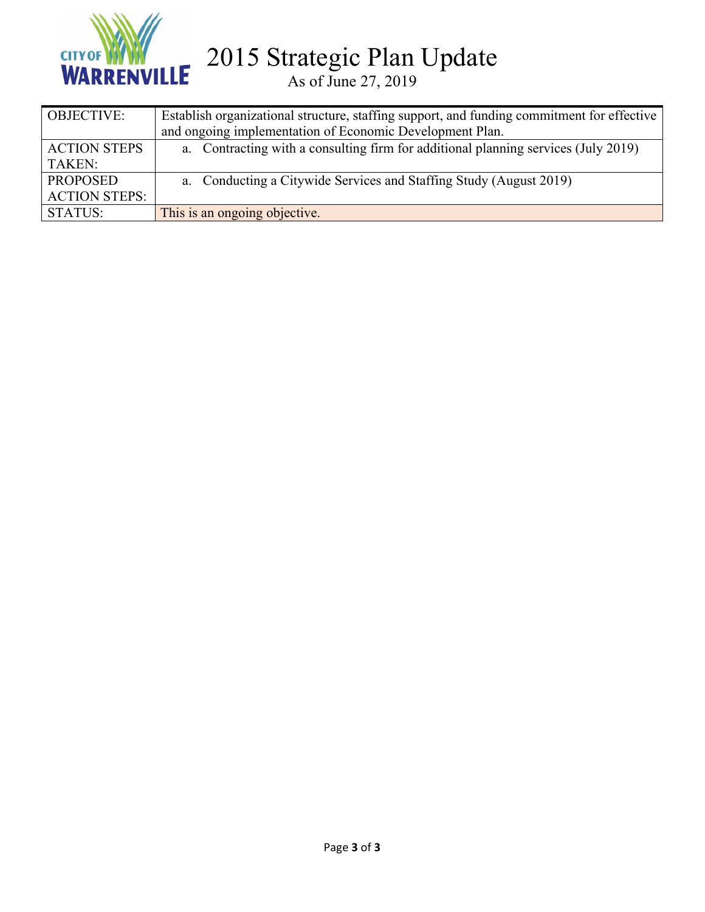# 2015 Strategic Plan Update

As of June 27, 2019

| | |
|---|---|
| OBJECTIVE: | Establish organizational structure, staffing support, and funding commitment for effective and ongoing implementation of Economic Development Plan. |
| ACTION STEPS TAKEN: | a. Contracting with a consulting firm for additional planning services (July 2019) |
| PROPOSED ACTION STEPS: | a. Conducting a Citywide Services and Staffing Study (August 2019) |
| STATUS: | This is an ongoing objective. |